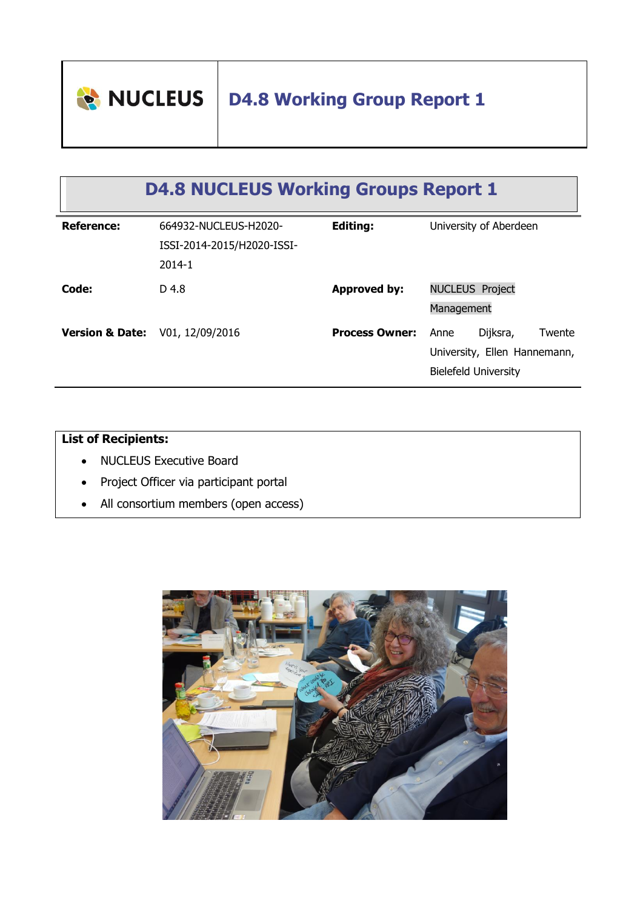# D4.8 Working Group Report 1

## D4.8 NUCLEUS Working Groups Report 1

| | | | |
|---|---|---|---|
| **Reference:** | 664932-NUCLEUS-H2020-ISSI-2014-2015/H2020-ISSI-2014-1 | **Editing:** | University of Aberdeen |
| **Code:** | D 4.8 | **Approved by:** | NUCLEUS Project Management |
| **Version & Date:** | V01, 12/09/2016 | **Process Owner:** | Anne Dijksra, Twente University, Ellen Hannemann, Bielefeld University |

**List of Recipients:**

- NUCLEUS Executive Board
- Project Officer via participant portal
- All consortium members (open access)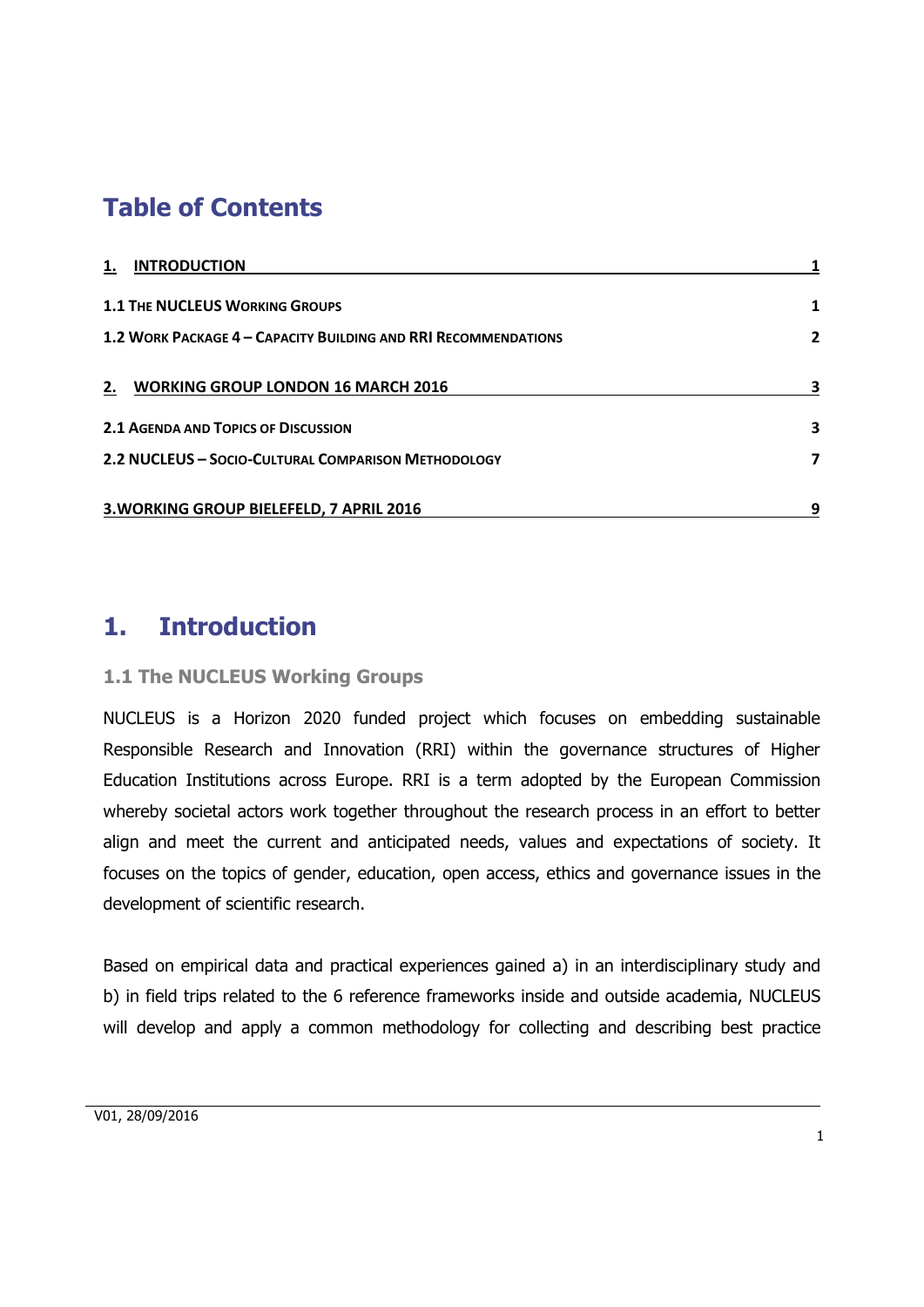# Table of Contents

| | |
|---|---|
| **1. INTRODUCTION** | **1** |
| **1.1 THE NUCLEUS WORKING GROUPS** | **1** |
| **1.2 WORK PACKAGE 4 – CAPACITY BUILDING AND RRI RECOMMENDATIONS** | **2** |
| **2. WORKING GROUP LONDON 16 MARCH 2016** | **3** |
| **2.1 AGENDA AND TOPICS OF DISCUSSION** | **3** |
| **2.2 NUCLEUS – SOCIO-CULTURAL COMPARISON METHODOLOGY** | **7** |
| **3. WORKING GROUP BIELEFELD, 7 APRIL 2016** | **9** |

# 1. Introduction

## 1.1 The NUCLEUS Working Groups

NUCLEUS is a Horizon 2020 funded project which focuses on embedding sustainable Responsible Research and Innovation (RRI) within the governance structures of Higher Education Institutions across Europe. RRI is a term adopted by the European Commission whereby societal actors work together throughout the research process in an effort to better align and meet the current and anticipated needs, values and expectations of society. It focuses on the topics of gender, education, open access, ethics and governance issues in the development of scientific research.

Based on empirical data and practical experiences gained a) in an interdisciplinary study and b) in field trips related to the 6 reference frameworks inside and outside academia, NUCLEUS will develop and apply a common methodology for collecting and describing best practice

V01, 28/09/2016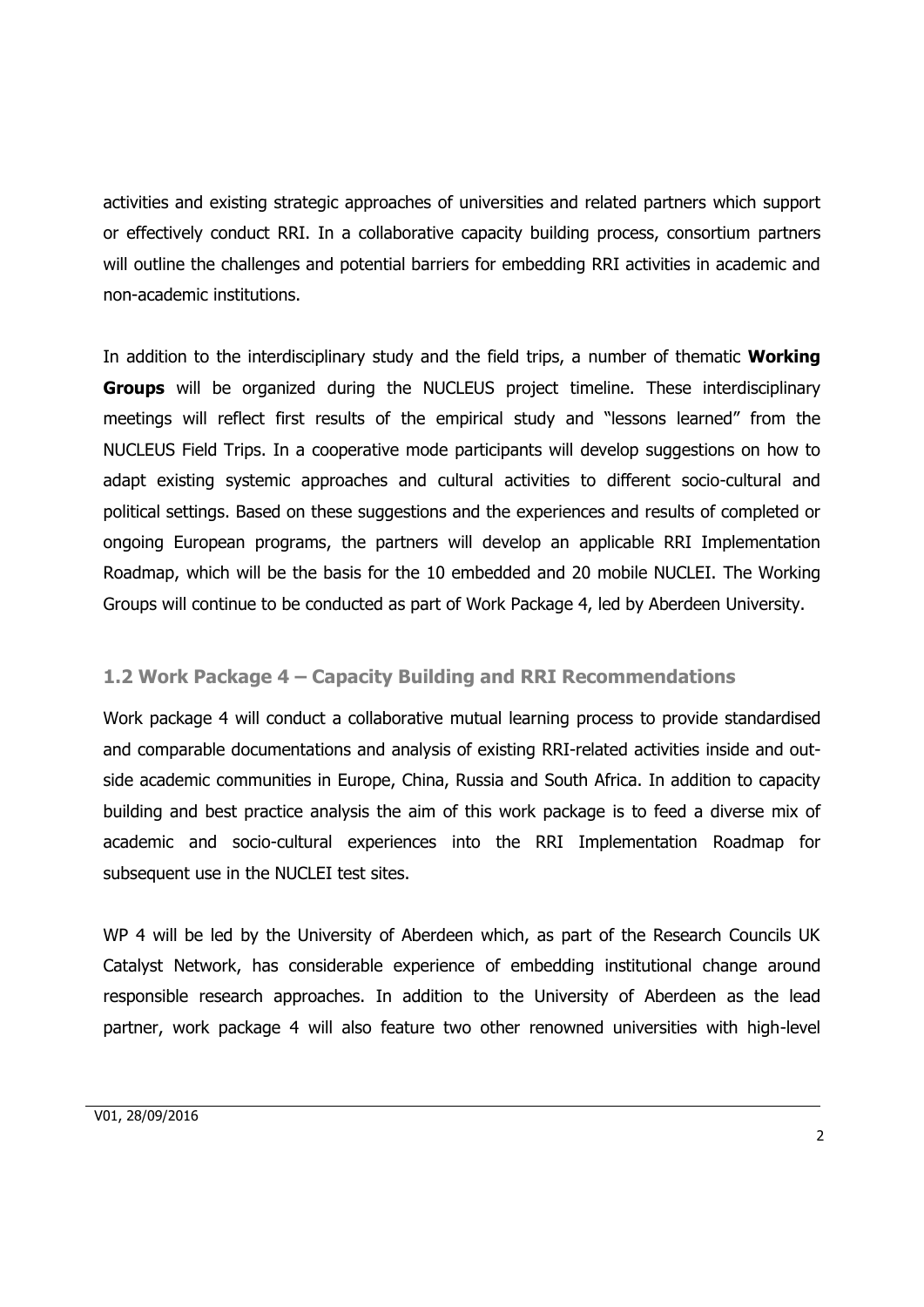activities and existing strategic approaches of universities and related partners which support or effectively conduct RRI. In a collaborative capacity building process, consortium partners will outline the challenges and potential barriers for embedding RRI activities in academic and non-academic institutions.

In addition to the interdisciplinary study and the field trips, a number of thematic **Working Groups** will be organized during the NUCLEUS project timeline. These interdisciplinary meetings will reflect first results of the empirical study and "lessons learned" from the NUCLEUS Field Trips. In a cooperative mode participants will develop suggestions on how to adapt existing systemic approaches and cultural activities to different socio-cultural and political settings. Based on these suggestions and the experiences and results of completed or ongoing European programs, the partners will develop an applicable RRI Implementation Roadmap, which will be the basis for the 10 embedded and 20 mobile NUCLEI. The Working Groups will continue to be conducted as part of Work Package 4, led by Aberdeen University.

## 1.2 Work Package 4 – Capacity Building and RRI Recommendations

Work package 4 will conduct a collaborative mutual learning process to provide standardised and comparable documentations and analysis of existing RRI-related activities inside and outside academic communities in Europe, China, Russia and South Africa. In addition to capacity building and best practice analysis the aim of this work package is to feed a diverse mix of academic and socio-cultural experiences into the RRI Implementation Roadmap for subsequent use in the NUCLEI test sites.

WP 4 will be led by the University of Aberdeen which, as part of the Research Councils UK Catalyst Network, has considerable experience of embedding institutional change around responsible research approaches. In addition to the University of Aberdeen as the lead partner, work package 4 will also feature two other renowned universities with high-level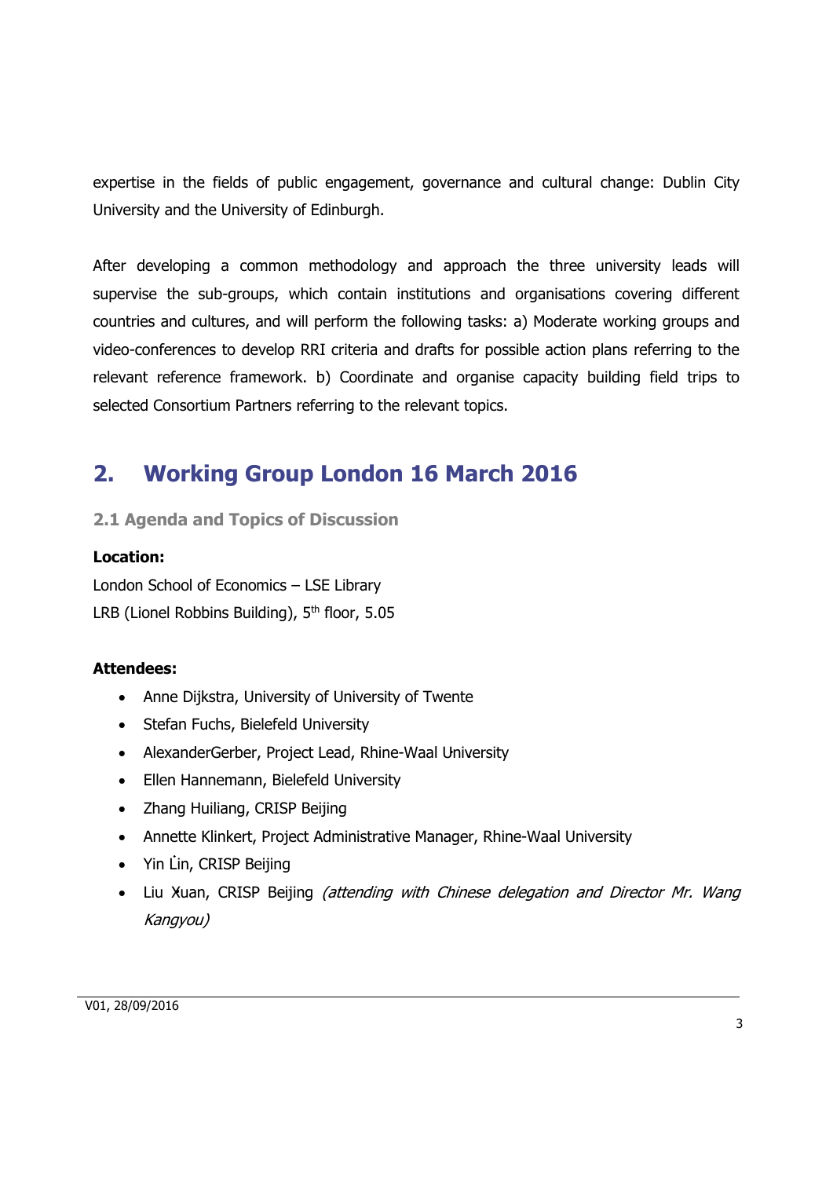expertise in the fields of public engagement, governance and cultural change: Dublin City University and the University of Edinburgh.

After developing a common methodology and approach the three university leads will supervise the sub-groups, which contain institutions and organisations covering different countries and cultures, and will perform the following tasks: a) Moderate working groups and video-conferences to develop RRI criteria and drafts for possible action plans referring to the relevant reference framework. b) Coordinate and organise capacity building field trips to selected Consortium Partners referring to the relevant topics.

## 2. Working Group London 16 March 2016

### 2.1 Agenda and Topics of Discussion

**Location:**

London School of Economics – LSE Library
LRB (Lionel Robbins Building), 5th floor, 5.05

**Attendees:**

- Anne Dijkstra, University of University of Twente
- Stefan Fuchs, Bielefeld University
- AlexanderGerber, Project Lead, Rhine-Waal University
- Ellen Hannemann, Bielefeld University
- Zhang Huiliang, CRISP Beijing
- Annette Klinkert, Project Administrative Manager, Rhine-Waal University
- Yin Lin, CRISP Beijing
- Liu Xuan, CRISP Beijing *(attending with Chinese delegation and Director Mr. Wang Kangyou)*

V01, 28/09/2016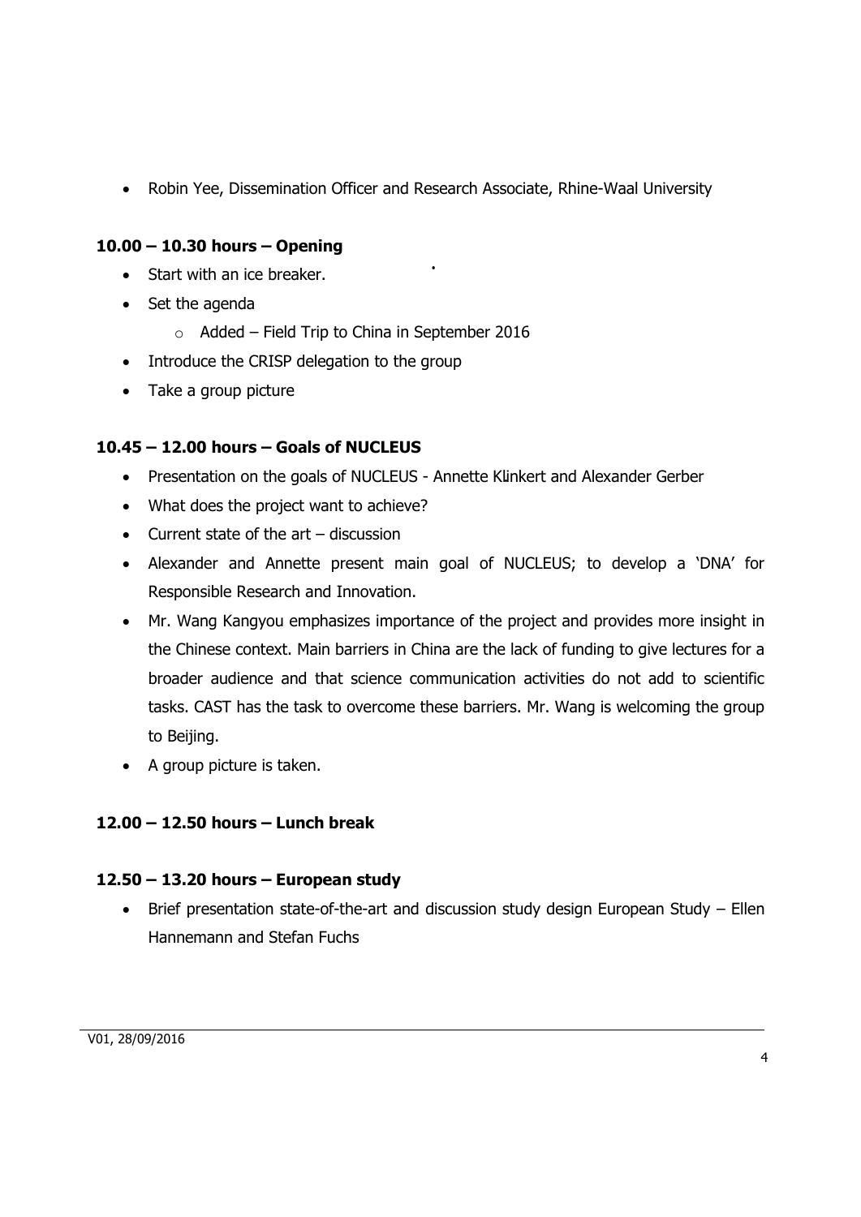- Robin Yee, Dissemination Officer and Research Associate, Rhine-Waal University

**10.00 – 10.30 hours – Opening**

- Start with an ice breaker.
- Set the agenda
    - Added – Field Trip to China in September 2016
- Introduce the CRISP delegation to the group
- Take a group picture

**10.45 – 12.00 hours – Goals of NUCLEUS**

- Presentation on the goals of NUCLEUS - Annette Klinkert and Alexander Gerber
- What does the project want to achieve?
- Current state of the art – discussion
- Alexander and Annette present main goal of NUCLEUS; to develop a 'DNA' for Responsible Research and Innovation.
- Mr. Wang Kangyou emphasizes importance of the project and provides more insight in the Chinese context. Main barriers in China are the lack of funding to give lectures for a broader audience and that science communication activities do not add to scientific tasks. CAST has the task to overcome these barriers. Mr. Wang is welcoming the group to Beijing.
- A group picture is taken.

**12.00 – 12.50 hours – Lunch break**

**12.50 – 13.20 hours – European study**

- Brief presentation state-of-the-art and discussion study design European Study – Ellen Hannemann and Stefan Fuchs

V01, 28/09/2016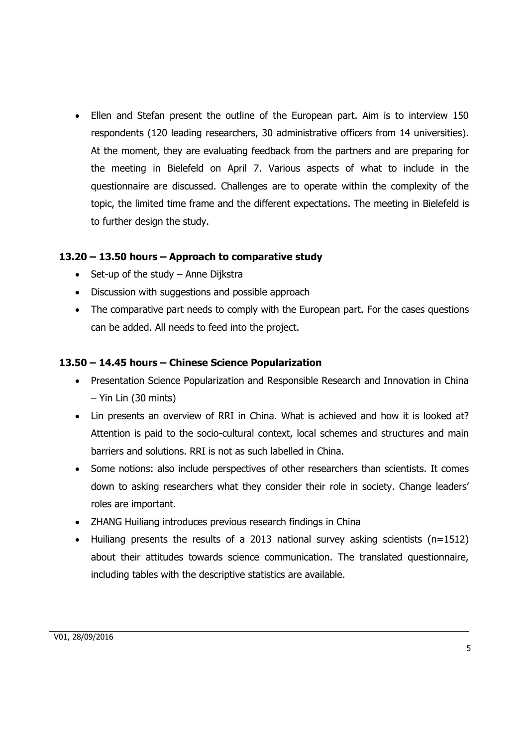- Ellen and Stefan present the outline of the European part. Aim is to interview 150 respondents (120 leading researchers, 30 administrative officers from 14 universities). At the moment, they are evaluating feedback from the partners and are preparing for the meeting in Bielefeld on April 7. Various aspects of what to include in the questionnaire are discussed. Challenges are to operate within the complexity of the topic, the limited time frame and the different expectations. The meeting in Bielefeld is to further design the study.

### 13.20 – 13.50 hours – Approach to comparative study

- Set-up of the study – Anne Dijkstra
- Discussion with suggestions and possible approach
- The comparative part needs to comply with the European part. For the cases questions can be added. All needs to feed into the project.

### 13.50 – 14.45 hours – Chinese Science Popularization

- Presentation Science Popularization and Responsible Research and Innovation in China – Yin Lin (30 mints)
- Lin presents an overview of RRI in China. What is achieved and how it is looked at? Attention is paid to the socio-cultural context, local schemes and structures and main barriers and solutions. RRI is not as such labelled in China.
- Some notions: also include perspectives of other researchers than scientists. It comes down to asking researchers what they consider their role in society. Change leaders' roles are important.
- ZHANG Huiliang introduces previous research findings in China
- Huiliang presents the results of a 2013 national survey asking scientists (n=1512) about their attitudes towards science communication. The translated questionnaire, including tables with the descriptive statistics are available.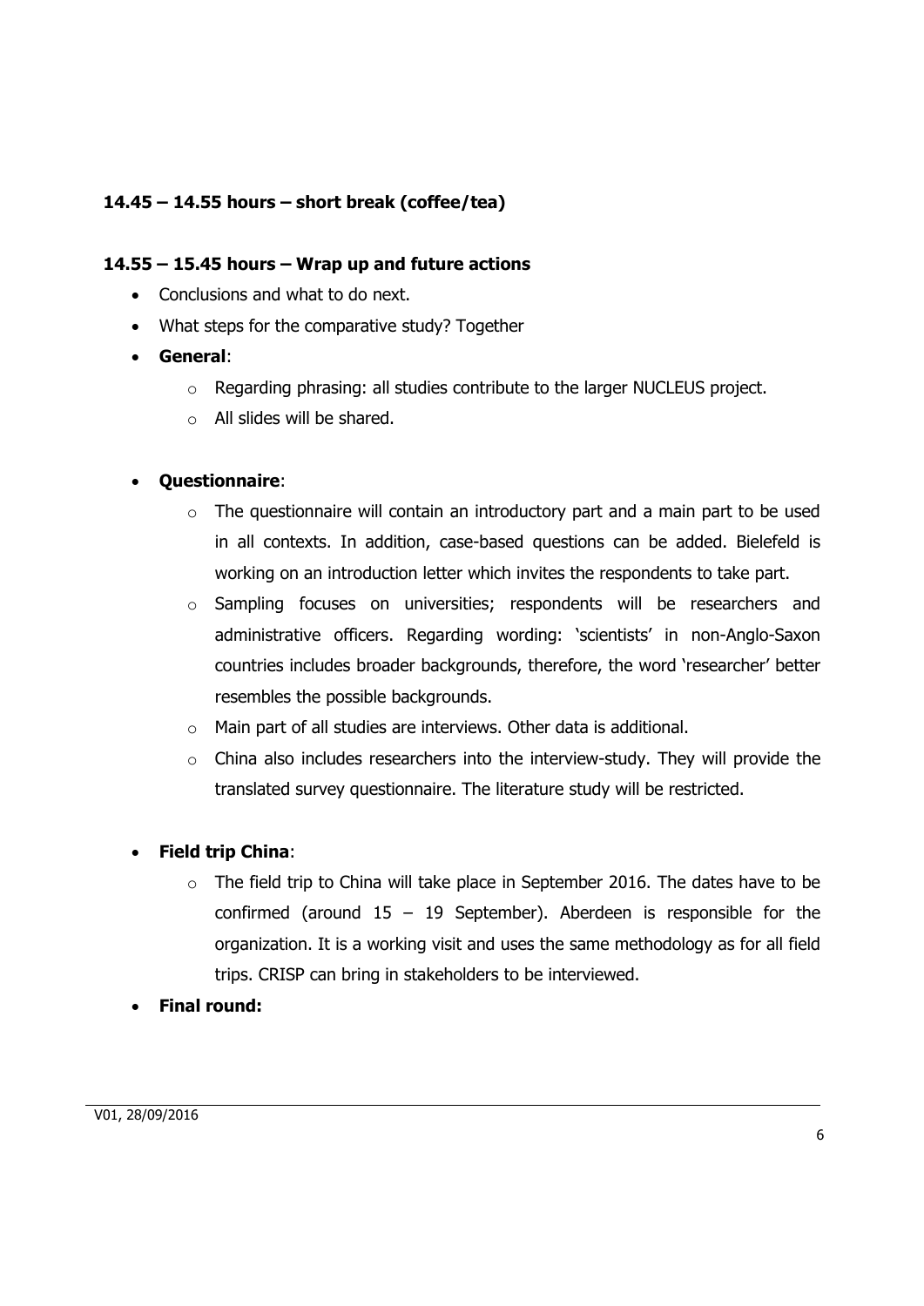**14.45 – 14.55 hours – short break (coffee/tea)**

**14.55 – 15.45 hours – Wrap up and future actions**

- Conclusions and what to do next.
- What steps for the comparative study? Together
- **General**:
  - Regarding phrasing: all studies contribute to the larger NUCLEUS project.
  - All slides will be shared.

- **Questionnaire**:
  - The questionnaire will contain an introductory part and a main part to be used in all contexts. In addition, case-based questions can be added. Bielefeld is working on an introduction letter which invites the respondents to take part.
  - Sampling focuses on universities; respondents will be researchers and administrative officers. Regarding wording: 'scientists' in non-Anglo-Saxon countries includes broader backgrounds, therefore, the word 'researcher' better resembles the possible backgrounds.
  - Main part of all studies are interviews. Other data is additional.
  - China also includes researchers into the interview-study. They will provide the translated survey questionnaire. The literature study will be restricted.

- **Field trip China**:
  - The field trip to China will take place in September 2016. The dates have to be confirmed (around 15 – 19 September). Aberdeen is responsible for the organization. It is a working visit and uses the same methodology as for all field trips. CRISP can bring in stakeholders to be interviewed.
- **Final round:**

V01, 28/09/2016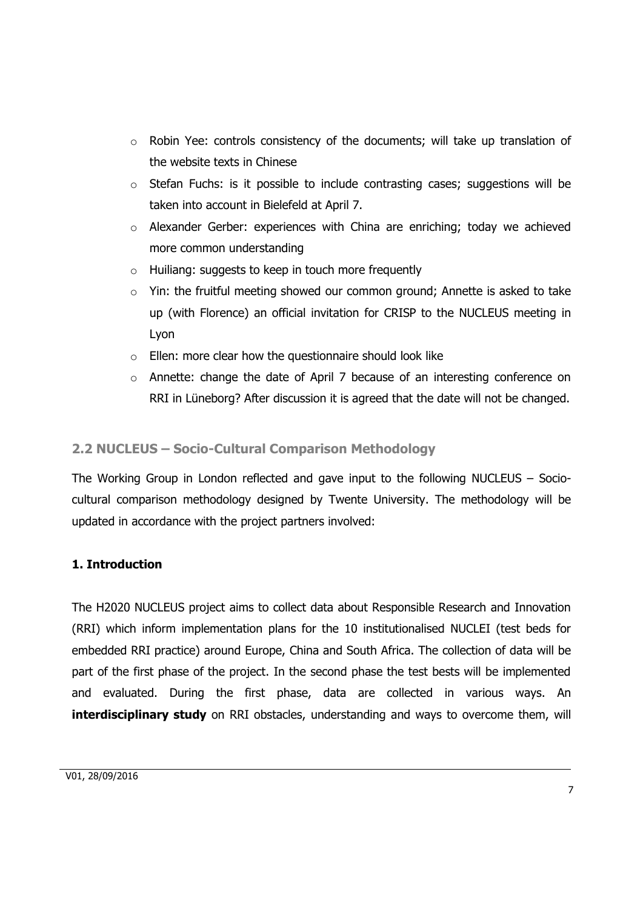- Robin Yee: controls consistency of the documents; will take up translation of the website texts in Chinese
- Stefan Fuchs: is it possible to include contrasting cases; suggestions will be taken into account in Bielefeld at April 7.
- Alexander Gerber: experiences with China are enriching; today we achieved more common understanding
- Huiliang: suggests to keep in touch more frequently
- Yin: the fruitful meeting showed our common ground; Annette is asked to take up (with Florence) an official invitation for CRISP to the NUCLEUS meeting in Lyon
- Ellen: more clear how the questionnaire should look like
- Annette: change the date of April 7 because of an interesting conference on RRI in Lüneborg? After discussion it is agreed that the date will not be changed.

## 2.2 NUCLEUS – Socio-Cultural Comparison Methodology

The Working Group in London reflected and gave input to the following NUCLEUS – Socio-cultural comparison methodology designed by Twente University. The methodology will be updated in accordance with the project partners involved:

### 1. Introduction

The H2020 NUCLEUS project aims to collect data about Responsible Research and Innovation (RRI) which inform implementation plans for the 10 institutionalised NUCLEI (test beds for embedded RRI practice) around Europe, China and South Africa. The collection of data will be part of the first phase of the project. In the second phase the test bests will be implemented and evaluated. During the first phase, data are collected in various ways. An **interdisciplinary study** on RRI obstacles, understanding and ways to overcome them, will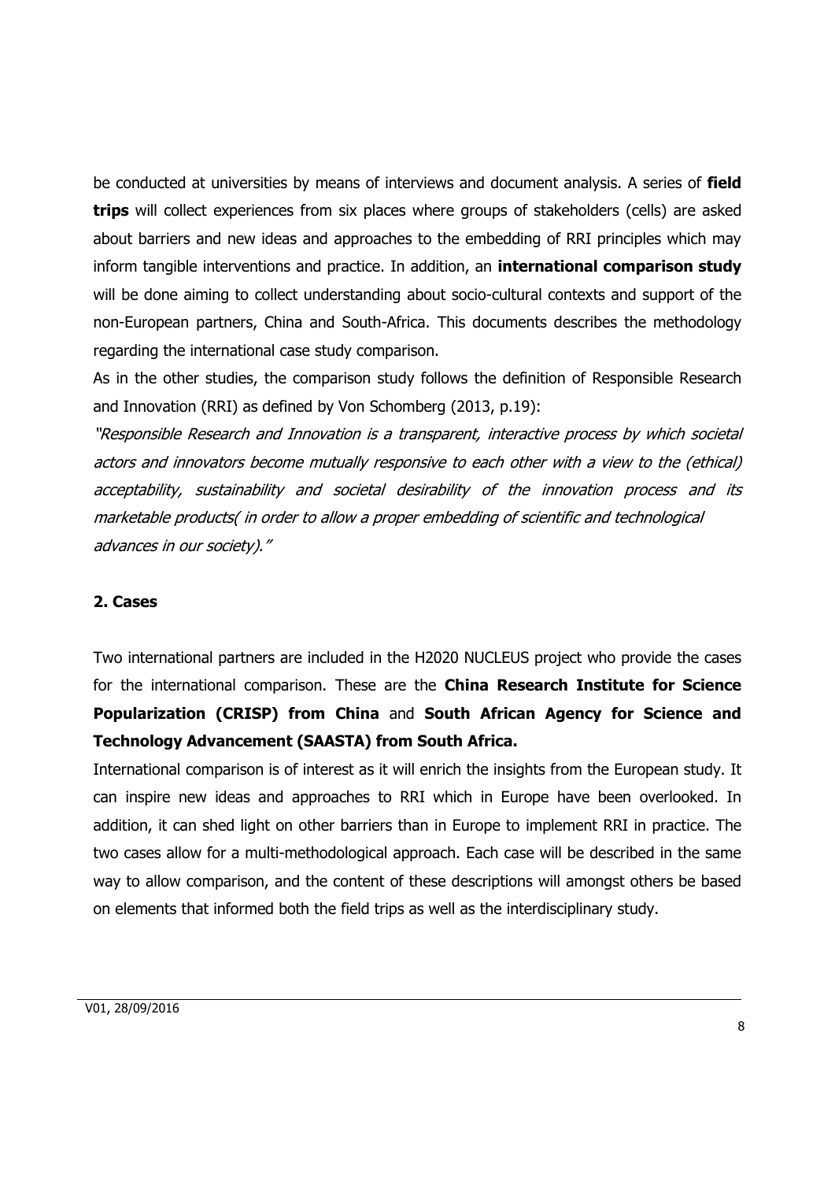be conducted at universities by means of interviews and document analysis. A series of **field trips** will collect experiences from six places where groups of stakeholders (cells) are asked about barriers and new ideas and approaches to the embedding of RRI principles which may inform tangible interventions and practice. In addition, an **international comparison study** will be done aiming to collect understanding about socio-cultural contexts and support of the non-European partners, China and South-Africa. This documents describes the methodology regarding the international case study comparison.

As in the other studies, the comparison study follows the definition of Responsible Research and Innovation (RRI) as defined by Von Schomberg (2013, p.19):

*"Responsible Research and Innovation is a transparent, interactive process by which societal actors and innovators become mutually responsive to each other with a view to the (ethical) acceptability, sustainability and societal desirability of the innovation process and its marketable products( in order to allow a proper embedding of scientific and technological advances in our society)."*

## 2. Cases

Two international partners are included in the H2020 NUCLEUS project who provide the cases for the international comparison. These are the **China Research Institute for Science Popularization (CRISP) from China** and **South African Agency for Science and Technology Advancement (SAASTA) from South Africa.**

International comparison is of interest as it will enrich the insights from the European study. It can inspire new ideas and approaches to RRI which in Europe have been overlooked. In addition, it can shed light on other barriers than in Europe to implement RRI in practice. The two cases allow for a multi-methodological approach. Each case will be described in the same way to allow comparison, and the content of these descriptions will amongst others be based on elements that informed both the field trips as well as the interdisciplinary study.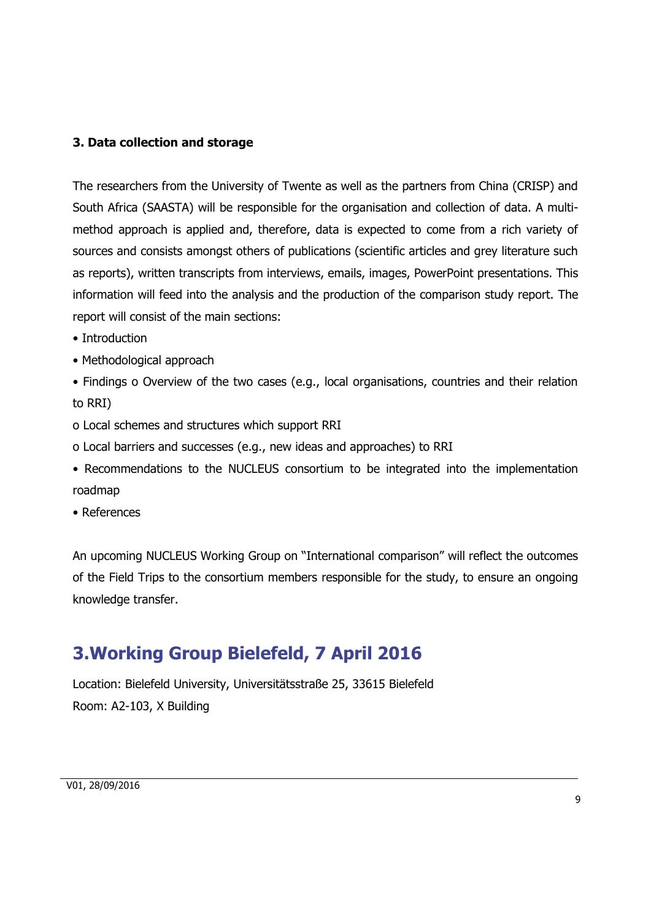### 3. Data collection and storage

The researchers from the University of Twente as well as the partners from China (CRISP) and South Africa (SAASTA) will be responsible for the organisation and collection of data. A multi-method approach is applied and, therefore, data is expected to come from a rich variety of sources and consists amongst others of publications (scientific articles and grey literature such as reports), written transcripts from interviews, emails, images, PowerPoint presentations. This information will feed into the analysis and the production of the comparison study report. The report will consist of the main sections:

- Introduction
- Methodological approach
- Findings
  - Overview of the two cases (e.g., local organisations, countries and their relation to RRI)
  - Local schemes and structures which support RRI
  - Local barriers and successes (e.g., new ideas and approaches) to RRI
- Recommendations to the NUCLEUS consortium to be integrated into the implementation roadmap
- References

An upcoming NUCLEUS Working Group on "International comparison" will reflect the outcomes of the Field Trips to the consortium members responsible for the study, to ensure an ongoing knowledge transfer.

# 3.Working Group Bielefeld, 7 April 2016

Location: Bielefeld University, Universitätsstraße 25, 33615 Bielefeld
Room: A2-103, X Building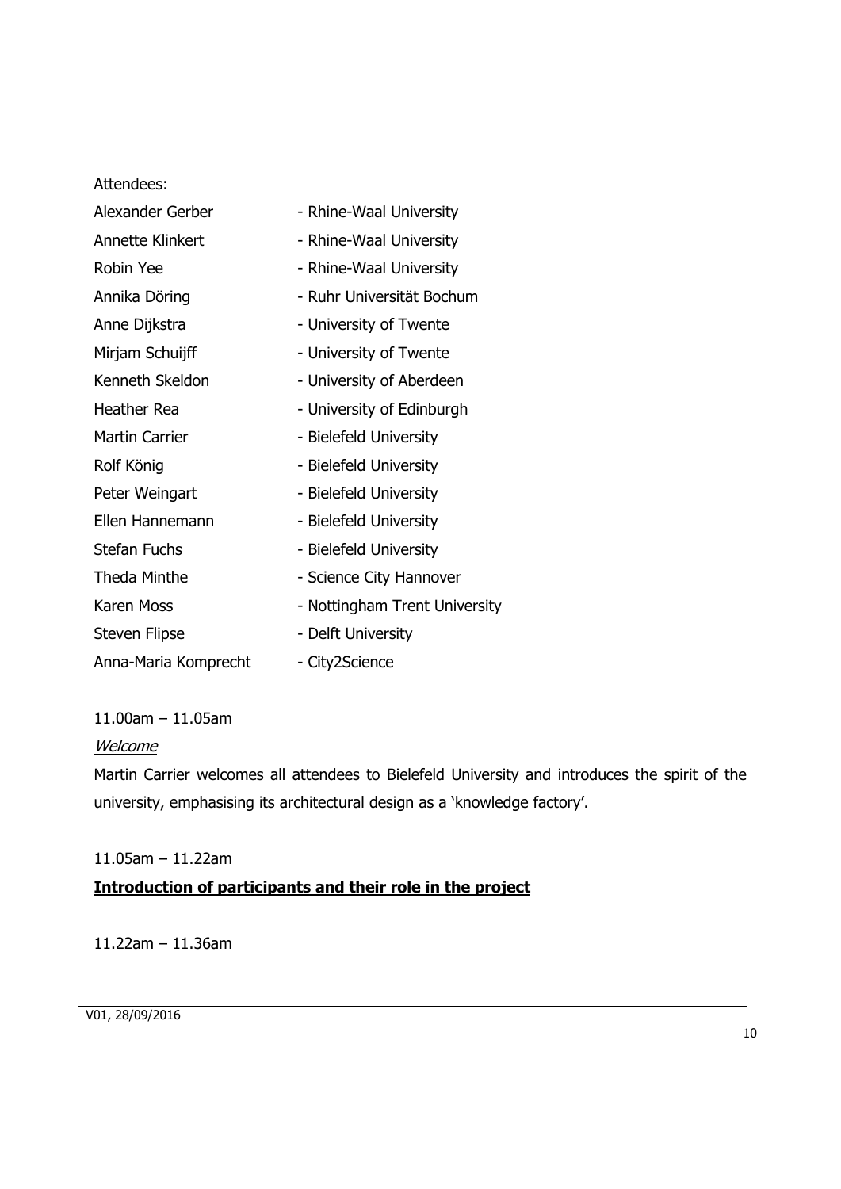Attendees:

| | |
|---|---|
| Alexander Gerber | - Rhine-Waal University |
| Annette Klinkert | - Rhine-Waal University |
| Robin Yee | - Rhine-Waal University |
| Annika Döring | - Ruhr Universität Bochum |
| Anne Dijkstra | - University of Twente |
| Mirjam Schuijff | - University of Twente |
| Kenneth Skeldon | - University of Aberdeen |
| Heather Rea | - University of Edinburgh |
| Martin Carrier | - Bielefeld University |
| Rolf König | - Bielefeld University |
| Peter Weingart | - Bielefeld University |
| Ellen Hannemann | - Bielefeld University |
| Stefan Fuchs | - Bielefeld University |
| Theda Minthe | - Science City Hannover |
| Karen Moss | - Nottingham Trent University |
| Steven Flipse | - Delft University |
| Anna-Maria Komprecht | - City2Science |

11.00am – 11.05am

*Welcome*

Martin Carrier welcomes all attendees to Bielefeld University and introduces the spirit of the university, emphasising its architectural design as a 'knowledge factory'.

11.05am – 11.22am

**Introduction of participants and their role in the project**

11.22am – 11.36am

V01, 28/09/2016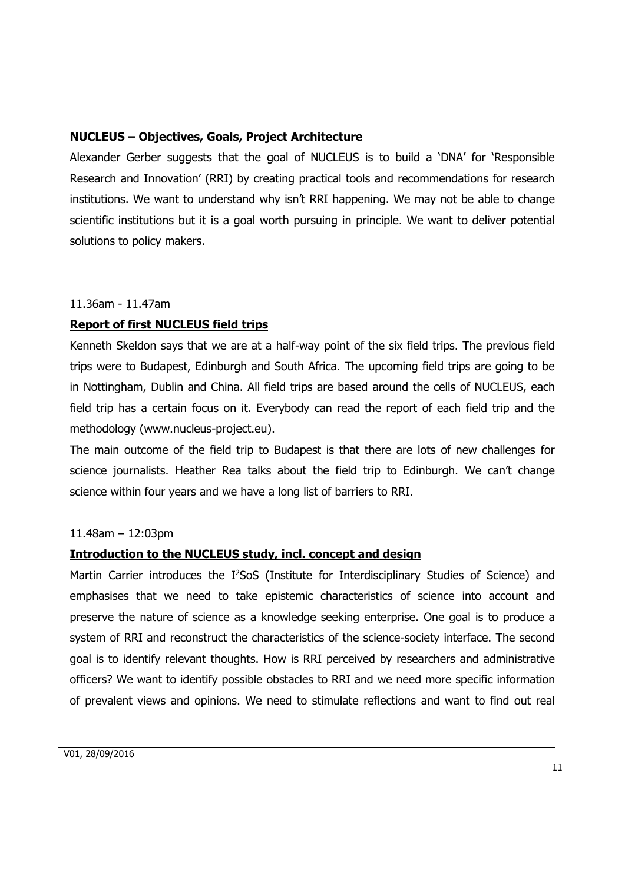**NUCLEUS – Objectives, Goals, Project Architecture**

Alexander Gerber suggests that the goal of NUCLEUS is to build a 'DNA' for 'Responsible Research and Innovation' (RRI) by creating practical tools and recommendations for research institutions. We want to understand why isn't RRI happening. We may not be able to change scientific institutions but it is a goal worth pursuing in principle. We want to deliver potential solutions to policy makers.

11.36am - 11.47am

**Report of first NUCLEUS field trips**

Kenneth Skeldon says that we are at a half-way point of the six field trips. The previous field trips were to Budapest, Edinburgh and South Africa. The upcoming field trips are going to be in Nottingham, Dublin and China. All field trips are based around the cells of NUCLEUS, each field trip has a certain focus on it. Everybody can read the report of each field trip and the methodology (www.nucleus-project.eu).

The main outcome of the field trip to Budapest is that there are lots of new challenges for science journalists. Heather Rea talks about the field trip to Edinburgh. We can't change science within four years and we have a long list of barriers to RRI.

11.48am – 12:03pm

**Introduction to the NUCLEUS study, incl. concept and design**

Martin Carrier introduces the I²SoS (Institute for Interdisciplinary Studies of Science) and emphasises that we need to take epistemic characteristics of science into account and preserve the nature of science as a knowledge seeking enterprise. One goal is to produce a system of RRI and reconstruct the characteristics of the science-society interface. The second goal is to identify relevant thoughts. How is RRI perceived by researchers and administrative officers? We want to identify possible obstacles to RRI and we need more specific information of prevalent views and opinions. We need to stimulate reflections and want to find out real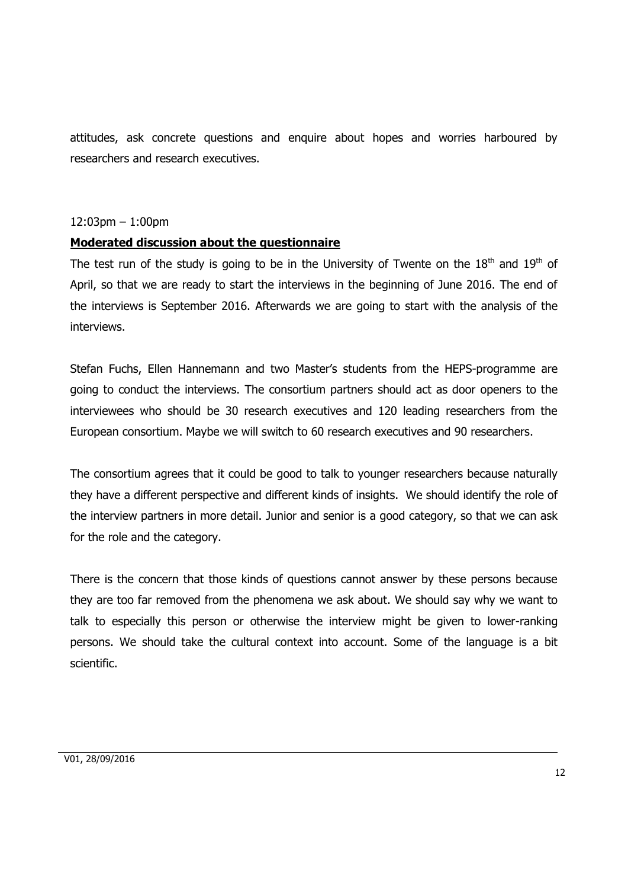attitudes, ask concrete questions and enquire about hopes and worries harboured by researchers and research executives.

12:03pm – 1:00pm

**Moderated discussion about the questionnaire**

The test run of the study is going to be in the University of Twente on the 18th and 19th of April, so that we are ready to start the interviews in the beginning of June 2016. The end of the interviews is September 2016. Afterwards we are going to start with the analysis of the interviews.

Stefan Fuchs, Ellen Hannemann and two Master's students from the HEPS-programme are going to conduct the interviews. The consortium partners should act as door openers to the interviewees who should be 30 research executives and 120 leading researchers from the European consortium. Maybe we will switch to 60 research executives and 90 researchers.

The consortium agrees that it could be good to talk to younger researchers because naturally they have a different perspective and different kinds of insights. We should identify the role of the interview partners in more detail. Junior and senior is a good category, so that we can ask for the role and the category.

There is the concern that those kinds of questions cannot answer by these persons because they are too far removed from the phenomena we ask about. We should say why we want to talk to especially this person or otherwise the interview might be given to lower-ranking persons. We should take the cultural context into account. Some of the language is a bit scientific.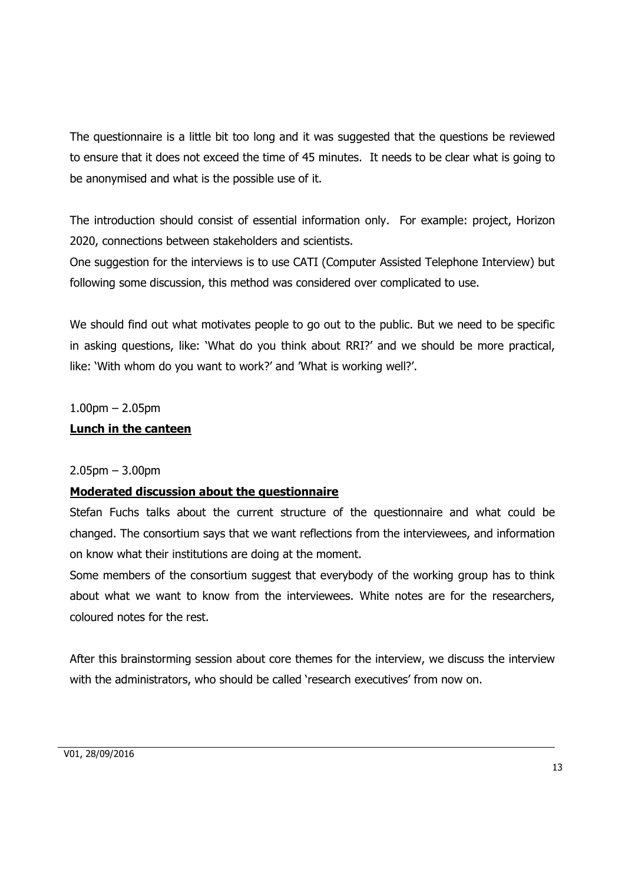The questionnaire is a little bit too long and it was suggested that the questions be reviewed to ensure that it does not exceed the time of 45 minutes. It needs to be clear what is going to be anonymised and what is the possible use of it.

The introduction should consist of essential information only. For example: project, Horizon 2020, connections between stakeholders and scientists.

One suggestion for the interviews is to use CATI (Computer Assisted Telephone Interview) but following some discussion, this method was considered over complicated to use.

We should find out what motivates people to go out to the public. But we need to be specific in asking questions, like: 'What do you think about RRI?' and we should be more practical, like: 'With whom do you want to work?' and 'What is working well?'.

1.00pm – 2.05pm

**Lunch in the canteen**

2.05pm – 3.00pm

**Moderated discussion about the questionnaire**

Stefan Fuchs talks about the current structure of the questionnaire and what could be changed. The consortium says that we want reflections from the interviewees, and information on know what their institutions are doing at the moment.

Some members of the consortium suggest that everybody of the working group has to think about what we want to know from the interviewees. White notes are for the researchers, coloured notes for the rest.

After this brainstorming session about core themes for the interview, we discuss the interview with the administrators, who should be called 'research executives' from now on.

V01, 28/09/2016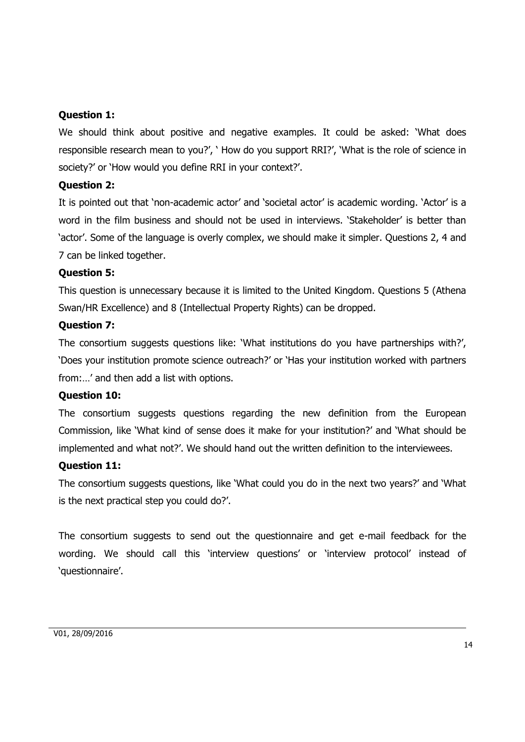**Question 1:**

We should think about positive and negative examples. It could be asked: 'What does responsible research mean to you?', ' How do you support RRI?', 'What is the role of science in society?' or 'How would you define RRI in your context?'.

**Question 2:**

It is pointed out that 'non-academic actor' and 'societal actor' is academic wording. 'Actor' is a word in the film business and should not be used in interviews. 'Stakeholder' is better than 'actor'. Some of the language is overly complex, we should make it simpler. Questions 2, 4 and 7 can be linked together.

**Question 5:**

This question is unnecessary because it is limited to the United Kingdom. Questions 5 (Athena Swan/HR Excellence) and 8 (Intellectual Property Rights) can be dropped.

**Question 7:**

The consortium suggests questions like: 'What institutions do you have partnerships with?', 'Does your institution promote science outreach?' or 'Has your institution worked with partners from:…' and then add a list with options.

**Question 10:**

The consortium suggests questions regarding the new definition from the European Commission, like 'What kind of sense does it make for your institution?' and 'What should be implemented and what not?'. We should hand out the written definition to the interviewees.

**Question 11:**

The consortium suggests questions, like 'What could you do in the next two years?' and 'What is the next practical step you could do?'.

The consortium suggests to send out the questionnaire and get e-mail feedback for the wording. We should call this 'interview questions' or 'interview protocol' instead of 'questionnaire'.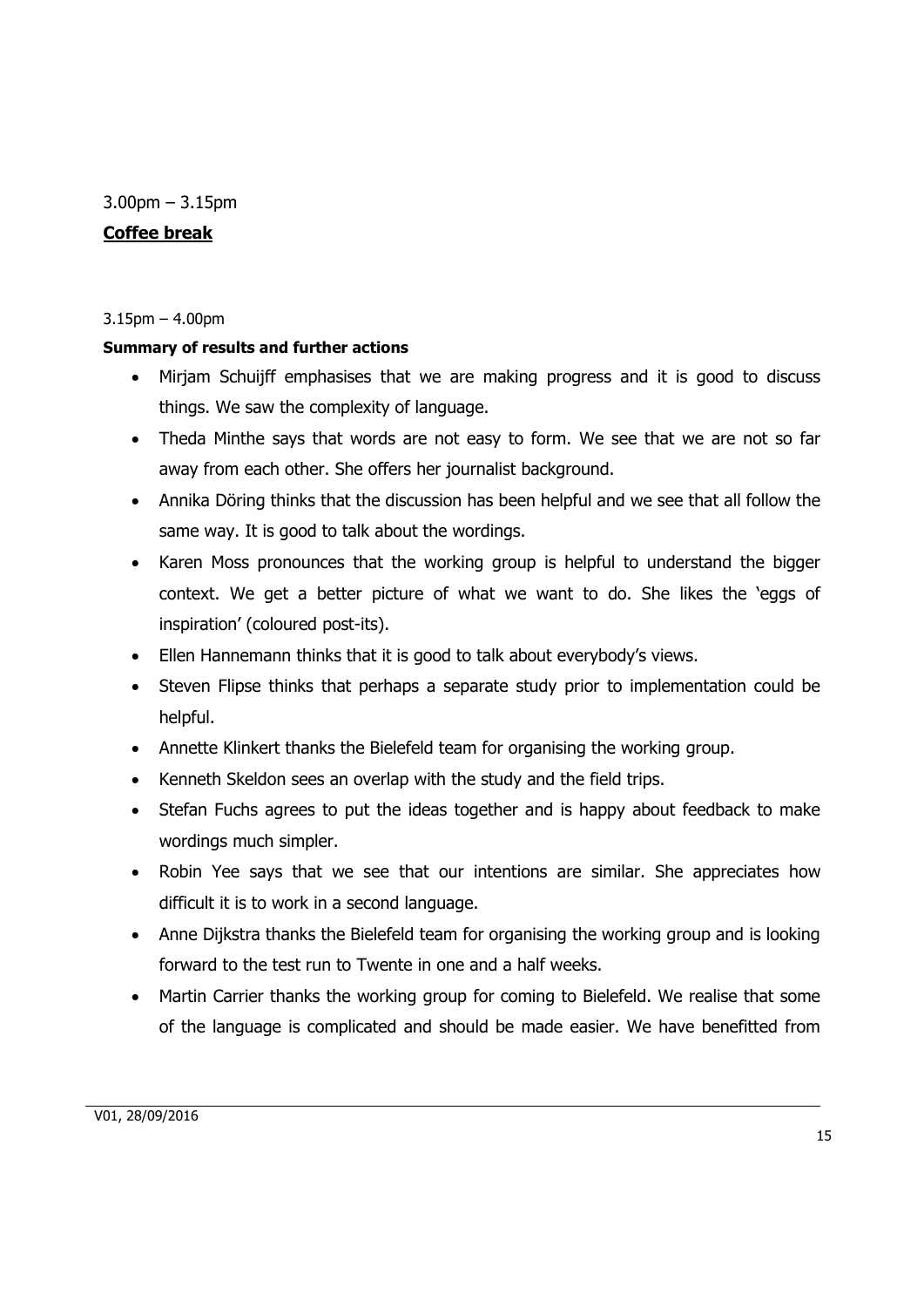3.00pm – 3.15pm

**Coffee break**

3.15pm – 4.00pm

**Summary of results and further actions**

- Mirjam Schuijff emphasises that we are making progress and it is good to discuss things. We saw the complexity of language.
- Theda Minthe says that words are not easy to form. We see that we are not so far away from each other. She offers her journalist background.
- Annika Döring thinks that the discussion has been helpful and we see that all follow the same way. It is good to talk about the wordings.
- Karen Moss pronounces that the working group is helpful to understand the bigger context. We get a better picture of what we want to do. She likes the 'eggs of inspiration' (coloured post-its).
- Ellen Hannemann thinks that it is good to talk about everybody's views.
- Steven Flipse thinks that perhaps a separate study prior to implementation could be helpful.
- Annette Klinkert thanks the Bielefeld team for organising the working group.
- Kenneth Skeldon sees an overlap with the study and the field trips.
- Stefan Fuchs agrees to put the ideas together and is happy about feedback to make wordings much simpler.
- Robin Yee says that we see that our intentions are similar. She appreciates how difficult it is to work in a second language.
- Anne Dijkstra thanks the Bielefeld team for organising the working group and is looking forward to the test run to Twente in one and a half weeks.
- Martin Carrier thanks the working group for coming to Bielefeld. We realise that some of the language is complicated and should be made easier. We have benefitted from

V01, 28/09/2016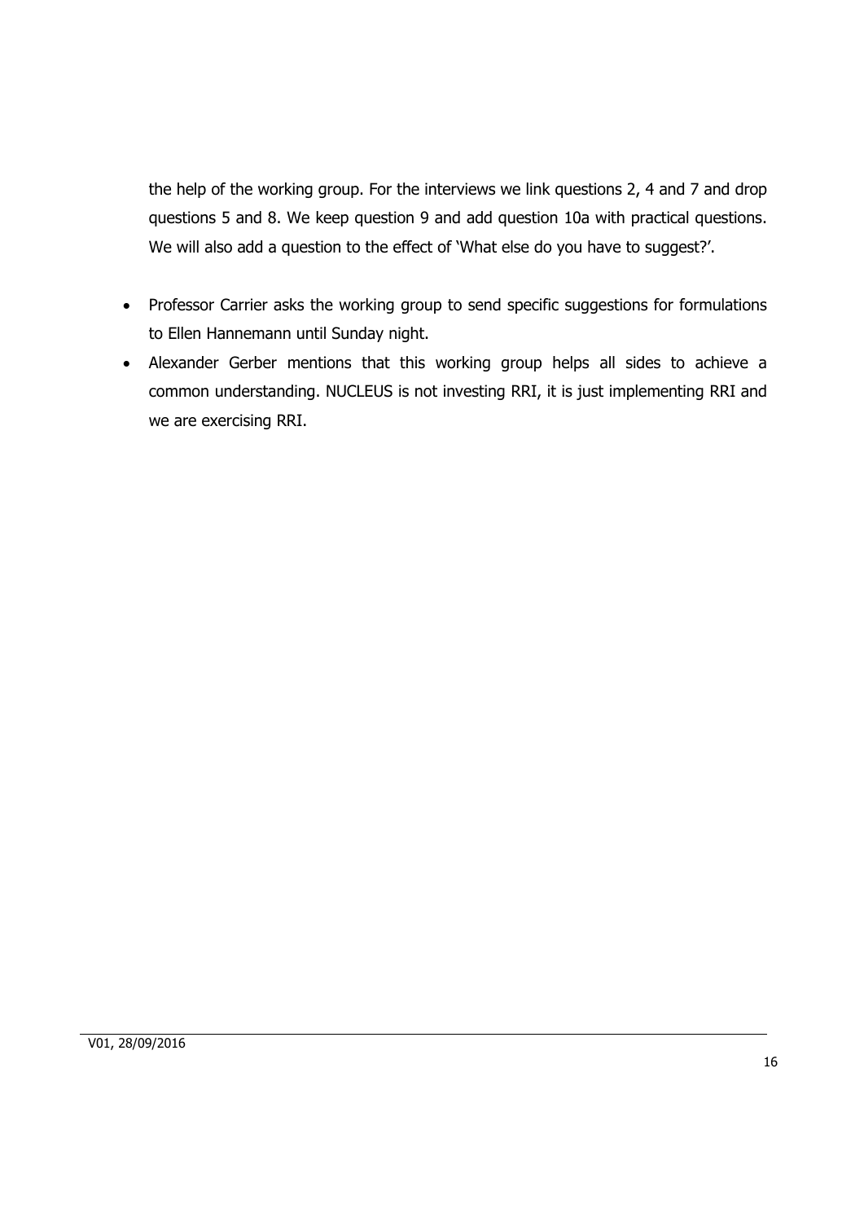the help of the working group. For the interviews we link questions 2, 4 and 7 and drop questions 5 and 8. We keep question 9 and add question 10a with practical questions. We will also add a question to the effect of 'What else do you have to suggest?'.

- Professor Carrier asks the working group to send specific suggestions for formulations to Ellen Hannemann until Sunday night.
- Alexander Gerber mentions that this working group helps all sides to achieve a common understanding. NUCLEUS is not investing RRI, it is just implementing RRI and we are exercising RRI.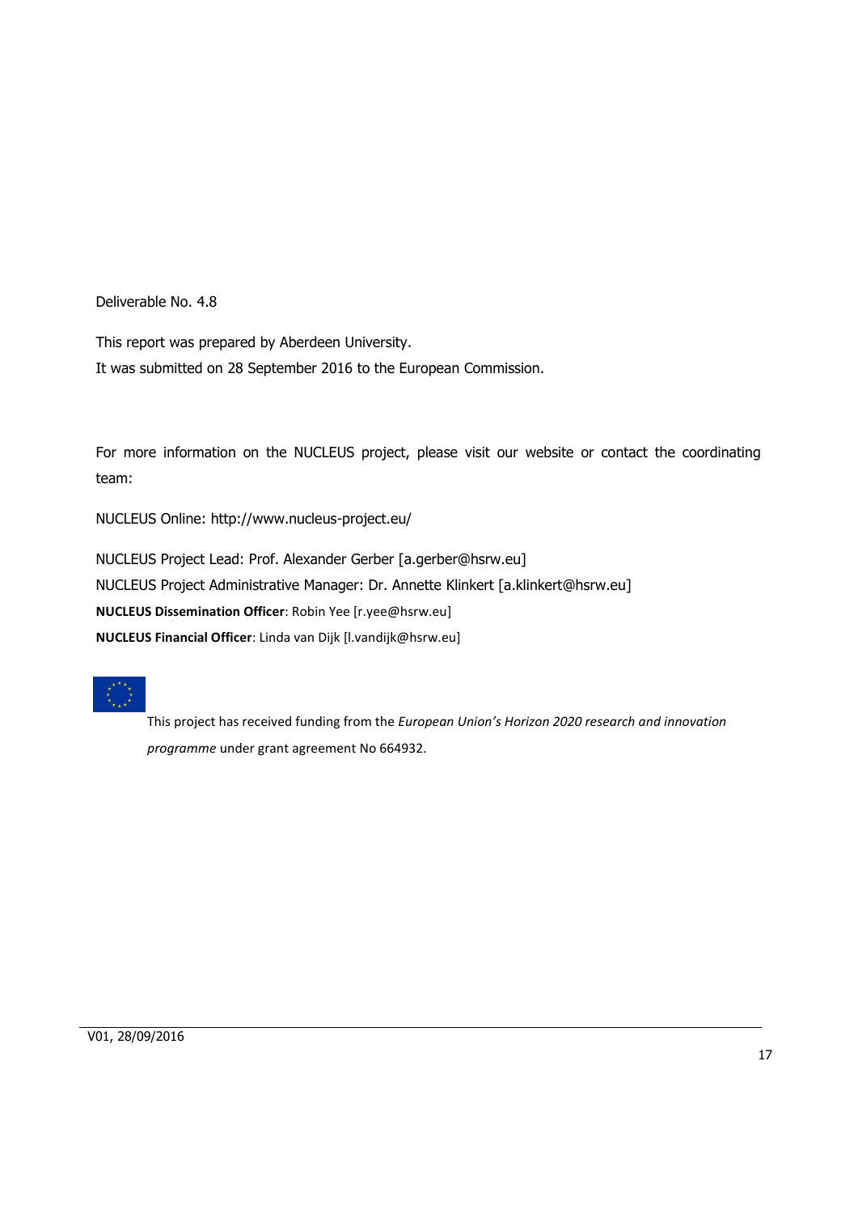Deliverable No. 4.8

This report was prepared by Aberdeen University.
It was submitted on 28 September 2016 to the European Commission.

For more information on the NUCLEUS project, please visit our website or contact the coordinating team:

NUCLEUS Online: http://www.nucleus-project.eu/

NUCLEUS Project Lead: Prof. Alexander Gerber [a.gerber@hsrw.eu]
NUCLEUS Project Administrative Manager: Dr. Annette Klinkert [a.klinkert@hsrw.eu]
**NUCLEUS Dissemination Officer**: Robin Yee [r.yee@hsrw.eu]
**NUCLEUS Financial Officer**: Linda van Dijk [l.vandijk@hsrw.eu]

This project has received funding from the *European Union's Horizon 2020 research and innovation programme* under grant agreement No 664932.

V01, 28/09/2016